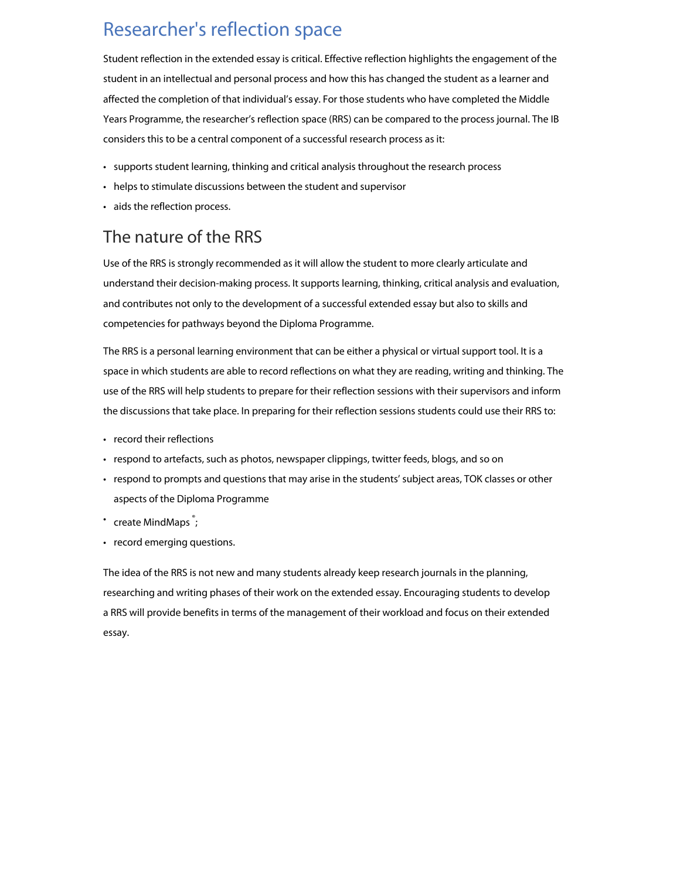# Researcher's reflection space

Student reflection in the extended essay is critical. Effective reflection highlights the engagement of the student in an intellectual and personal process and how this has changed the student as a learner and affected the completion of that individual's essay. For those students who have completed the Middle Years Programme, the researcher's reflection space (RRS) can be compared to the process journal. The IB considers this to be a central component of a successful research process as it:

- supports student learning, thinking and critical analysis throughout the research process
- helps to stimulate discussions between the student and supervisor
- aids the reflection process.

## The nature of the RRS

Use of the RRS is strongly recommended as it will allow the student to more clearly articulate and understand their decision-making process. It supports learning, thinking, critical analysis and evaluation, and contributes not only to the development of a successful extended essay but also to skills and competencies for pathways beyond the Diploma Programme.

The RRS is a personal learning environment that can be either a physical or virtual support tool. It is a space in which students are able to record reflections on what they are reading, writing and thinking. The use of the RRS will help students to prepare for their reflection sessions with their supervisors and inform the discussions that take place. In preparing for their reflection sessions students could use their RRS to:

- record their reflections
- respond to artefacts, such as photos, newspaper clippings, twitter feeds, blogs, and so on
- respond to prompts and questions that may arise in the students' subject areas, TOK classes or other aspects of the Diploma Programme
- create MindMaps®;
- record emerging questions.

The idea of the RRS is not new and many students already keep research journals in the planning, researching and writing phases of their work on the extended essay. Encouraging students to develop a RRS will provide benefits in terms of the management of their workload and focus on their extended essay.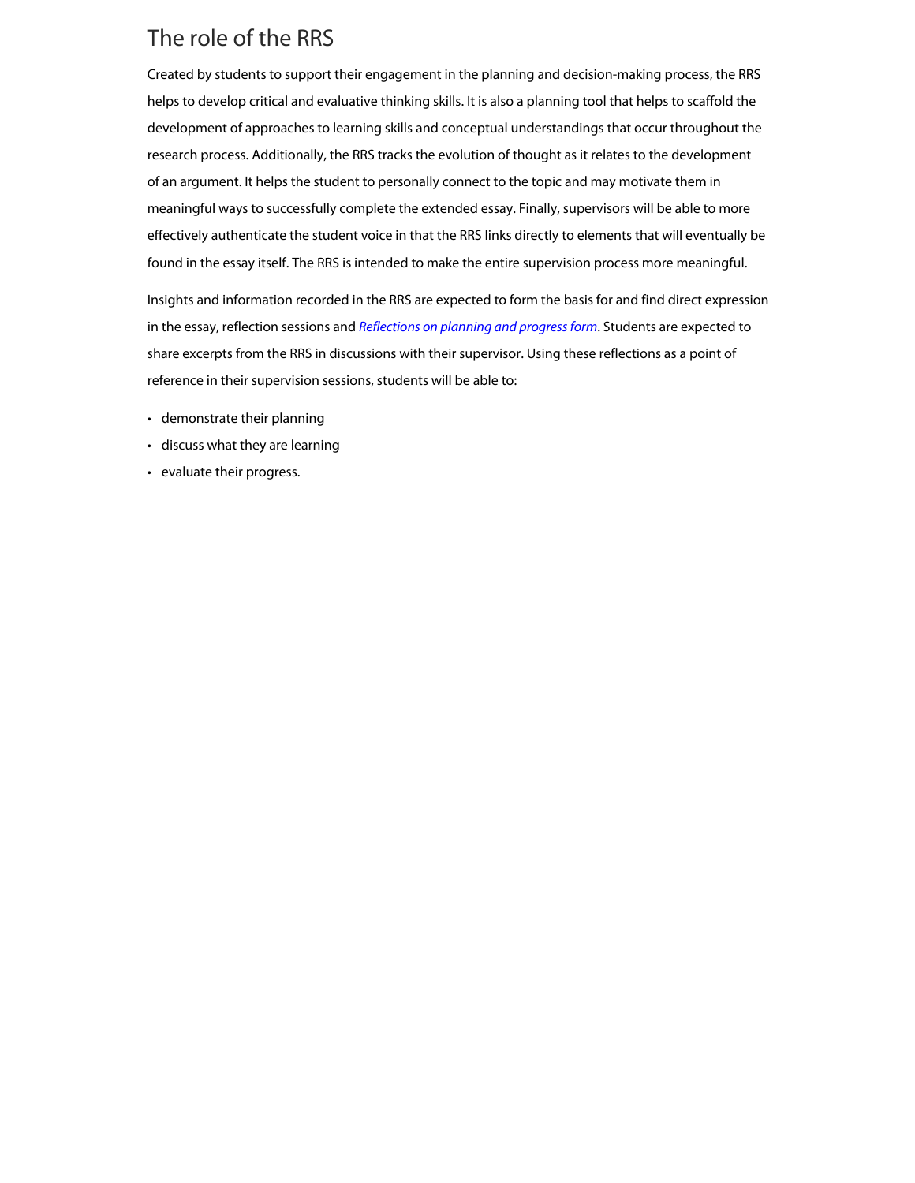## The role of the RRS

Created by students to support their engagement in the planning and decision-making process, the RRS helps to develop critical and evaluative thinking skills. It is also a planning tool that helps to scaffold the development of approaches to learning skills and conceptual understandings that occur throughout the research process. Additionally, the RRS tracks the evolution of thought as it relates to the development of an argument. It helps the student to personally connect to the topic and may motivate them in meaningful ways to successfully complete the extended essay. Finally, supervisors will be able to more effectively authenticate the student voice in that the RRS links directly to elements that will eventually be found in the essay itself. The RRS is intended to make the entire supervision process more meaningful.

Insights and information recorded in the RRS are expected to form the basis for and find direct expression in the essay, reflection sessions and *Reflections on planning and progress form*. Students are expected to share excerpts from the RRS in discussions with their supervisor. Using these reflections as a point of reference in their supervision sessions, students will be able to:

- demonstrate their planning
- discuss what they are learning
- evaluate their progress.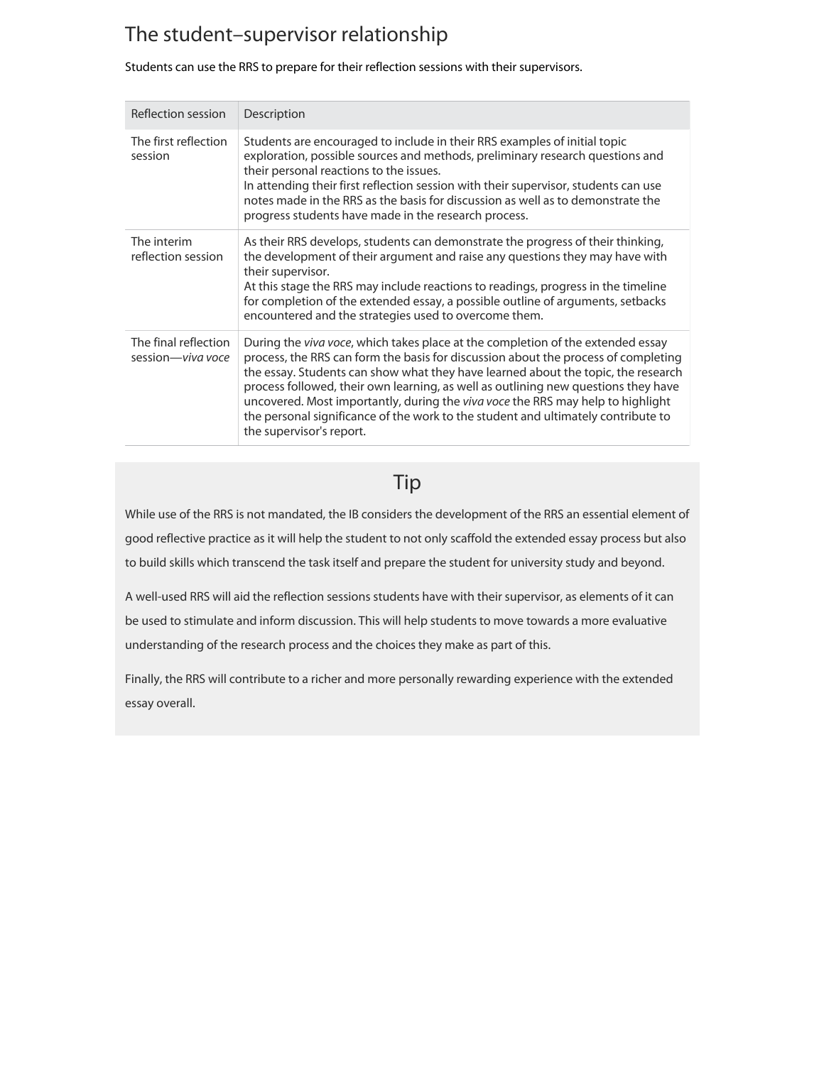## The student–supervisor relationship

Students can use the RRS to prepare for their reflection sessions with their supervisors.

| Reflection session | Description |
|---|---|
| The first reflection session | Students are encouraged to include in their RRS examples of initial topic exploration, possible sources and methods, preliminary research questions and their personal reactions to the issues.<br>In attending their first reflection session with their supervisor, students can use notes made in the RRS as the basis for discussion as well as to demonstrate the progress students have made in the research process. |
| The interim reflection session | As their RRS develops, students can demonstrate the progress of their thinking, the development of their argument and raise any questions they may have with their supervisor.<br>At this stage the RRS may include reactions to readings, progress in the timeline for completion of the extended essay, a possible outline of arguments, setbacks encountered and the strategies used to overcome them. |
| The final reflection session—*viva voce* | During the *viva voce*, which takes place at the completion of the extended essay process, the RRS can form the basis for discussion about the process of completing the essay. Students can show what they have learned about the topic, the research process followed, their own learning, as well as outlining new questions they have uncovered. Most importantly, during the *viva voce* the RRS may help to highlight the personal significance of the work to the student and ultimately contribute to the supervisor's report. |

### Tip

While use of the RRS is not mandated, the IB considers the development of the RRS an essential element of good reflective practice as it will help the student to not only scaffold the extended essay process but also to build skills which transcend the task itself and prepare the student for university study and beyond.

A well-used RRS will aid the reflection sessions students have with their supervisor, as elements of it can be used to stimulate and inform discussion. This will help students to move towards a more evaluative understanding of the research process and the choices they make as part of this.

Finally, the RRS will contribute to a richer and more personally rewarding experience with the extended essay overall.